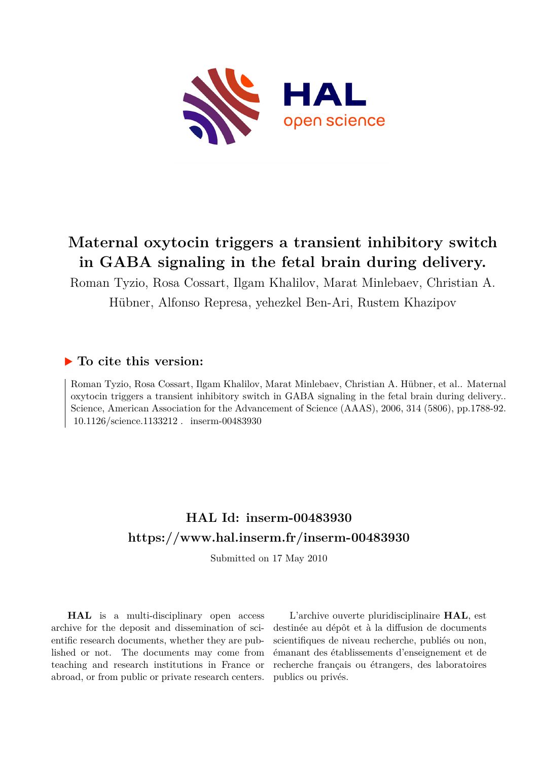# Maternal oxytocin triggers a transient inhibitory switch in GABA signaling in the fetal brain during delivery.

Roman Tyzio, Rosa Cossart, Ilgam Khalilov, Marat Minlebaev, Christian A. Hübner, Alfonso Represa, yehezkel Ben-Ari, Rustem Khazipov

## ▶ To cite this version:

Roman Tyzio, Rosa Cossart, Ilgam Khalilov, Marat Minlebaev, Christian A. Hübner, et al.. Maternal oxytocin triggers a transient inhibitory switch in GABA signaling in the fetal brain during delivery.. Science, American Association for the Advancement of Science (AAAS), 2006, 314 (5806), pp.1788-92. 10.1126/science.1133212 . inserm-00483930

## HAL Id: inserm-00483930

## https://www.hal.inserm.fr/inserm-00483930

Submitted on 17 May 2010

**HAL** is a multi-disciplinary open access archive for the deposit and dissemination of scientific research documents, whether they are published or not. The documents may come from teaching and research institutions in France or abroad, or from public or private research centers.

L'archive ouverte pluridisciplinaire **HAL**, est destinée au dépôt et à la diffusion de documents scientifiques de niveau recherche, publiés ou non, émanant des établissements d'enseignement et de recherche français ou étrangers, des laboratoires publics ou privés.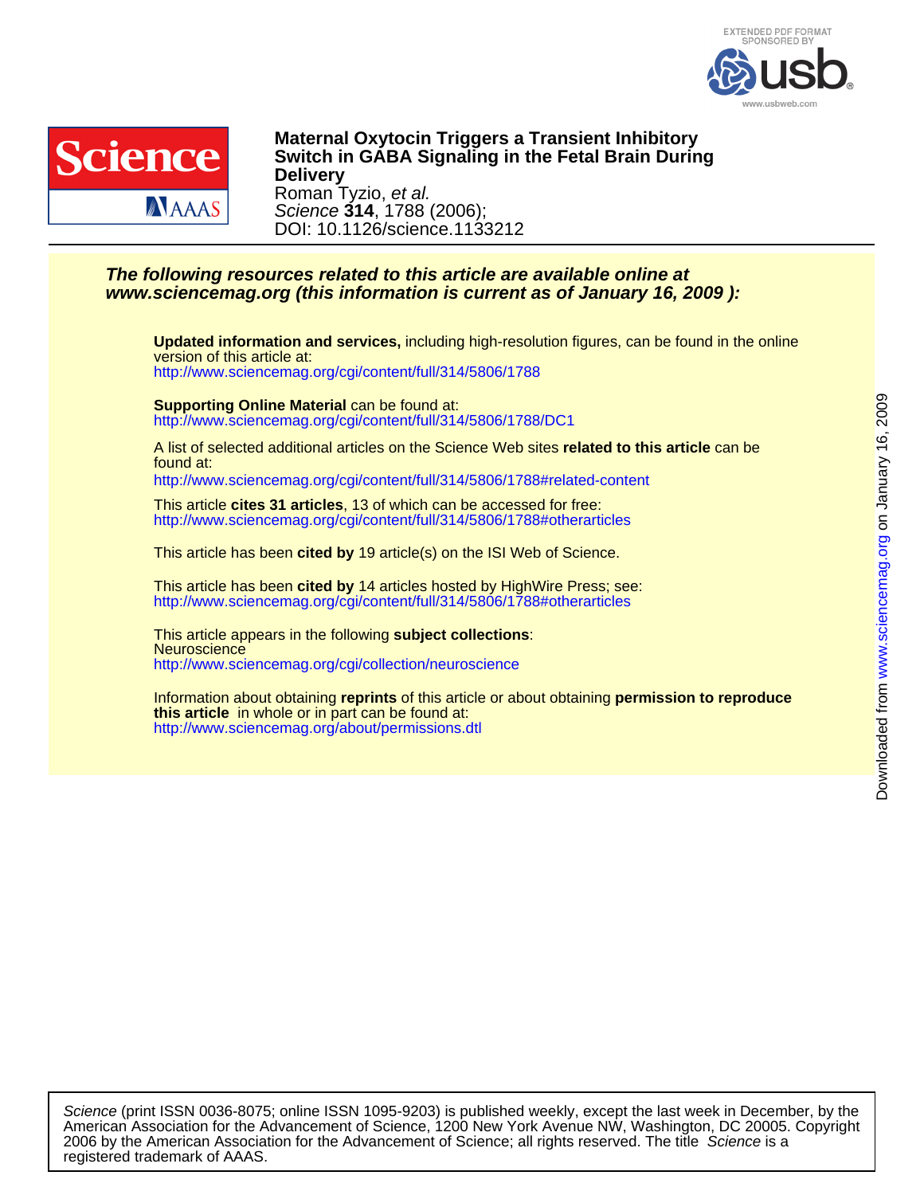**Maternal Oxytocin Triggers a Transient Inhibitory Switch in GABA Signaling in the Fetal Brain During Delivery**

Roman Tyzio, *et al.*

*Science* **314**, 1788 (2006);

DOI: 10.1126/science.1133212

***The following resources related to this article are available online at www.sciencemag.org (this information is current as of January 16, 2009 ):***

**Updated information and services,** including high-resolution figures, can be found in the online version of this article at:
http://www.sciencemag.org/cgi/content/full/314/5806/1788

**Supporting Online Material** can be found at:
http://www.sciencemag.org/cgi/content/full/314/5806/1788/DC1

A list of selected additional articles on the Science Web sites **related to this article** can be found at:
http://www.sciencemag.org/cgi/content/full/314/5806/1788#related-content

This article **cites 31 articles**, 13 of which can be accessed for free:
http://www.sciencemag.org/cgi/content/full/314/5806/1788#otherarticles

This article has been **cited by** 19 article(s) on the ISI Web of Science.

This article has been **cited by** 14 articles hosted by HighWire Press; see:
http://www.sciencemag.org/cgi/content/full/314/5806/1788#otherarticles

This article appears in the following **subject collections**:
Neuroscience
http://www.sciencemag.org/cgi/collection/neuroscience

Information about obtaining **reprints** of this article or about obtaining **permission to reproduce this article** in whole or in part can be found at:
http://www.sciencemag.org/about/permissions.dtl

*Science* (print ISSN 0036-8075; online ISSN 1095-9203) is published weekly, except the last week in December, by the American Association for the Advancement of Science, 1200 New York Avenue NW, Washington, DC 20005. Copyright 2006 by the American Association for the Advancement of Science; all rights reserved. The title *Science* is a registered trademark of AAAS.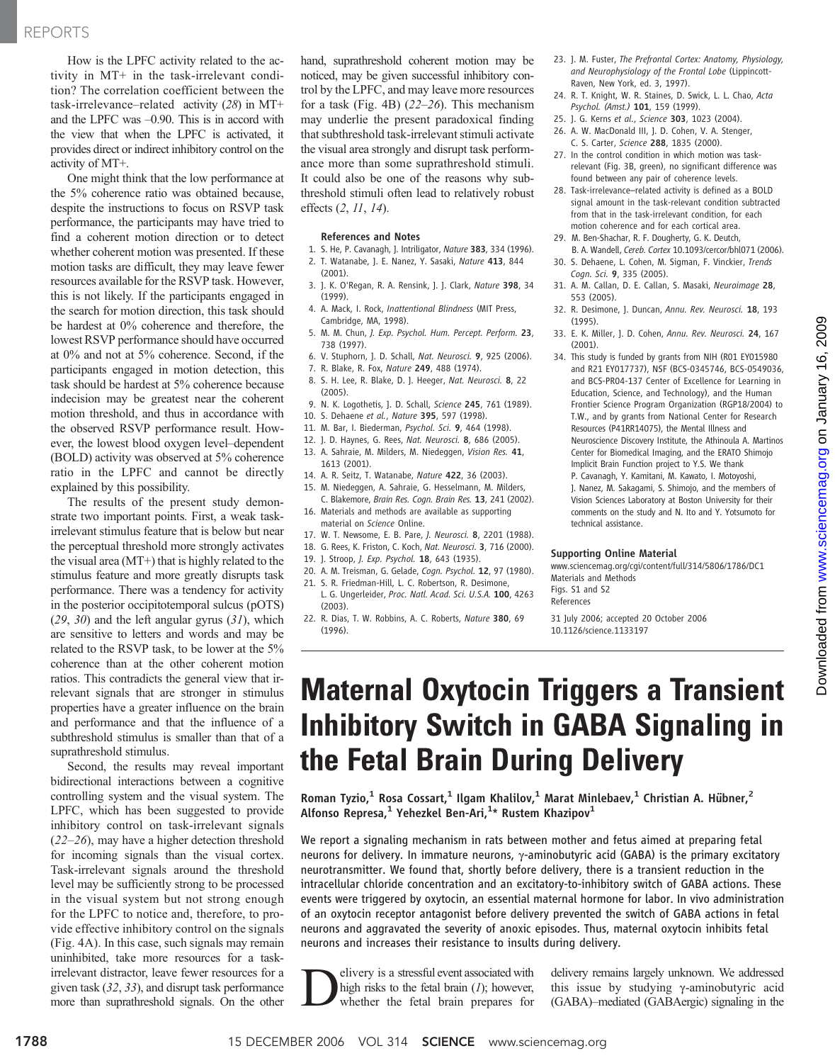How is the LPFC activity related to the activity in MT+ in the task-irrelevant condition? The correlation coefficient between the task-irrelevance–related activity (28) in MT+ and the LPFC was –0.90. This is in accord with the view that when the LPFC is activated, it provides direct or indirect inhibitory control on the activity of MT+.

One might think that the low performance at the 5% coherence ratio was obtained because, despite the instructions to focus on RSVP task performance, the participants may have tried to find a coherent motion direction or to detect whether coherent motion was presented. If these motion tasks are difficult, they may leave fewer resources available for the RSVP task. However, this is not likely. If the participants engaged in the search for motion direction, this task should be hardest at 0% coherence and therefore, the lowest RSVP performance should have occurred at 0% and not at 5% coherence. Second, if the participants engaged in motion detection, this task should be hardest at 5% coherence because indecision may be greatest near the coherent motion threshold, and thus in accordance with the observed RSVP performance result. However, the lowest blood oxygen level–dependent (BOLD) activity was observed at 5% coherence ratio in the LPFC and cannot be directly explained by this possibility.

The results of the present study demonstrate two important points. First, a weak task-irrelevant stimulus feature that is below but near the perceptual threshold more strongly activates the visual area (MT+) that is highly related to the stimulus feature and more greatly disrupts task performance. There was a tendency for activity in the posterior occipitotemporal sulcus (pOTS) (29, 30) and the left angular gyrus (31), which are sensitive to letters and words and may be related to the RSVP task, to be lower at the 5% coherence than at the other coherent motion ratios. This contradicts the general view that irrelevant signals that are stronger in stimulus properties have a greater influence on the brain and performance and that the influence of a subthreshold stimulus is smaller than that of a suprathreshold stimulus.

Second, the results may reveal important bidirectional interactions between a cognitive controlling system and the visual system. The LPFC, which has been suggested to provide inhibitory control on task-irrelevant signals (22–26), may have a higher detection threshold for incoming signals than the visual cortex. Task-irrelevant signals around the threshold level may be sufficiently strong to be processed in the visual system but not strong enough for the LPFC to notice and, therefore, to provide effective inhibitory control on the signals (Fig. 4A). In this case, such signals may remain uninhibited, take more resources for a task-irrelevant distractor, leave fewer resources for a given task (32, 33), and disrupt task performance more than suprathreshold signals. On the other hand, suprathreshold coherent motion may be noticed, may be given successful inhibitory control by the LPFC, and may leave more resources for a task (Fig. 4B) (22–26). This mechanism may underlie the present paradoxical finding that subthreshold task-irrelevant stimuli activate the visual area strongly and disrupt task performance more than some suprathreshold stimuli. It could also be one of the reasons why subthreshold stimuli often lead to relatively robust effects (2, 11, 14).

### References and Notes

1. S. He, P. Cavanagh, J. Intriligator, *Nature* **383**, 334 (1996).
2. T. Watanabe, J. E. Nanez, Y. Sasaki, *Nature* **413**, 844 (2001).
3. J. K. O'Regan, R. A. Rensink, J. J. Clark, *Nature* **398**, 34 (1999).
4. A. Mack, I. Rock, *Inattentional Blindness* (MIT Press, Cambridge, MA, 1998).
5. M. M. Chun, *J. Exp. Psychol. Hum. Percept. Perform.* **23**, 738 (1997).
6. V. Stuphorn, J. D. Schall, *Nat. Neurosci.* **9**, 925 (2006).
7. R. Blake, R. Fox, *Nature* **249**, 488 (1974).
8. S. H. Lee, R. Blake, D. J. Heeger, *Nat. Neurosci.* **8**, 22 (2005).
9. N. K. Logothetis, J. D. Schall, *Science* **245**, 761 (1989).
10. S. Dehaene *et al.*, *Nature* **395**, 597 (1998).
11. M. Bar, I. Biederman, *Psychol. Sci.* **9**, 464 (1998).
12. J. D. Haynes, G. Rees, *Nat. Neurosci.* **8**, 686 (2005).
13. A. Sahraie, M. Milders, M. Niedeggen, *Vision Res.* **41**, 1613 (2001).
14. A. R. Seitz, T. Watanabe, *Nature* **422**, 36 (2003).
15. M. Niedeggen, A. Sahraie, G. Hesselmann, M. Milders, C. Blakemore, *Brain Res. Cogn. Brain Res.* **13**, 241 (2002).
16. Materials and methods are available as supporting material on *Science* Online.
17. W. T. Newsome, E. B. Pare, *J. Neurosci.* **8**, 2201 (1988).
18. G. Rees, K. Friston, C. Koch, *Nat. Neurosci.* **3**, 716 (2000).
19. J. Stroop, *J. Exp. Psychol.* **18**, 643 (1935).
20. A. M. Treisman, G. Gelade, *Cogn. Psychol.* **12**, 97 (1980).
21. S. R. Friedman-Hill, L. C. Robertson, R. Desimone, L. G. Ungerleider, *Proc. Natl. Acad. Sci. U.S.A.* **100**, 4263 (2003).
22. R. Dias, T. W. Robbins, A. C. Roberts, *Nature* **380**, 69 (1996).
23. J. M. Fuster, *The Prefrontal Cortex: Anatomy, Physiology, and Neurophysiology of the Frontal Lobe* (Lippincott-Raven, New York, ed. 3, 1997).
24. R. T. Knight, W. R. Staines, D. Swick, L. L. Chao, *Acta Psychol. (Amst.)* **101**, 159 (1999).
25. J. G. Kerns *et al.*, *Science* **303**, 1023 (2004).
26. A. W. MacDonald III, J. D. Cohen, V. A. Stenger, C. S. Carter, *Science* **288**, 1835 (2000).
27. In the control condition in which motion was task-relevant (Fig. 3B, green), no significant difference was found between any pair of coherence levels.
28. Task-irrelevance–related activity is defined as a BOLD signal amount in the task-relevant condition subtracted from that in the task-irrelevant condition, for each motion coherence and for each cortical area.
29. M. Ben-Shachar, R. F. Dougherty, G. K. Deutch, B. A. Wandell, *Cereb. Cortex* 10.1093/cercor/bhl071 (2006).
30. S. Dehaene, L. Cohen, M. Sigman, F. Vinckier, *Trends Cogn. Sci.* **9**, 335 (2005).
31. A. M. Callan, D. E. Callan, S. Masaki, *Neuroimage* **28**, 553 (2005).
32. R. Desimone, J. Duncan, *Annu. Rev. Neurosci.* **18**, 193 (1995).
33. E. K. Miller, J. D. Cohen, *Annu. Rev. Neurosci.* **24**, 167 (2001).
34. This study is funded by grants from NIH (R01 EY015980 and R21 EY017737), NSF (BCS-0345746, BCS-0549036, and BCS-PR04-137 Center of Excellence for Learning in Education, Science, and Technology), and the Human Frontier Science Program Organization (RGP18/2004) to T.W., and by grants from National Center for Research Resources (P41RR14075), the Mental Illness and Neuroscience Discovery Institute, the Athinoula A. Martinos Center for Biomedical Imaging, and the ERATO Shimojo Implicit Brain Function project to Y.S. We thank P. Cavanagh, Y. Kamitani, M. Kawato, I. Motoyoshi, J. Nanez, M. Sakagami, S. Shimojo, and the members of Vision Sciences Laboratory at Boston University for their comments on the study and N. Ito and Y. Yotsumoto for technical assistance.

### Supporting Online Material

www.sciencemag.org/cgi/content/full/314/5806/1786/DC1
Materials and Methods
Figs. S1 and S2
References

31 July 2006; accepted 20 October 2006
10.1126/science.1133197

# Maternal Oxytocin Triggers a Transient Inhibitory Switch in GABA Signaling in the Fetal Brain During Delivery

**Roman Tyzio,[1] Rosa Cossart,[1] Ilgam Khalilov,[1] Marat Minlebaev,[1] Christian A. Hübner,[2] Alfonso Represa,[1] Yehezkel Ben-Ari,[1]\* Rustem Khazipov[1]**

**We report a signaling mechanism in rats between mother and fetus aimed at preparing fetal neurons for delivery. In immature neurons, γ-aminobutyric acid (GABA) is the primary excitatory neurotransmitter. We found that, shortly before delivery, there is a transient reduction in the intracellular chloride concentration and an excitatory-to-inhibitory switch of GABA actions. These events were triggered by oxytocin, an essential maternal hormone for labor. In vivo administration of an oxytocin receptor antagonist before delivery prevented the switch of GABA actions in fetal neurons and aggravated the severity of anoxic episodes. Thus, maternal oxytocin inhibits fetal neurons and increases their resistance to insults during delivery.**

Delivery is a stressful event associated with high risks to the fetal brain (1); however, whether the fetal brain prepares for delivery remains largely unknown. We addressed this issue by studying γ-aminobutyric acid (GABA)–mediated (GABAergic) signaling in the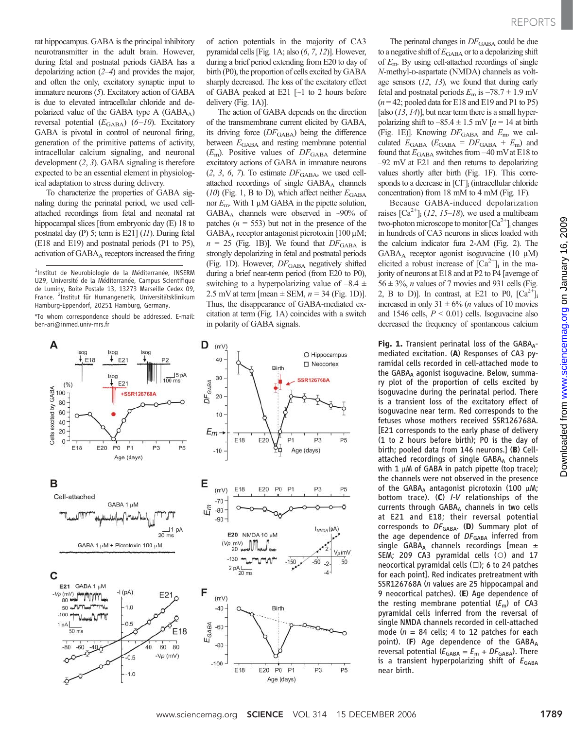rat hippocampus. GABA is the principal inhibitory neurotransmitter in the adult brain. However, during fetal and postnatal periods GABA has a depolarizing action (*2–4*) and provides the major, and often the only, excitatory synaptic input to immature neurons (*5*). Excitatory action of GABA is due to elevated intracellular chloride and depolarized value of the GABA type A ($GABA_A$) reversal potential ($E_{GABA}$) (*6–10*). Excitatory GABA is pivotal in control of neuronal firing, generation of the primitive patterns of activity, intracellular calcium signaling, and neuronal development (*2*, *3*). GABA signaling is therefore expected to be an essential element in physiological adaptation to stress during delivery.

To characterize the properties of GABA signaling during the perinatal period, we used cell-attached recordings from fetal and neonatal rat hippocampal slices [from embryonic day (E) 18 to postnatal day (P) 5; term is E21] (*11*). During fetal (E18 and E19) and postnatal periods (P1 to P5), activation of $GABA_A$ receptors increased the firing of action potentials in the majority of CA3 pyramidal cells [Fig. 1A; also (*6*, *7*, *12*)]. However, during a brief period extending from E20 to day of birth (P0), the proportion of cells excited by GABA sharply decreased. The loss of the excitatory effect of GABA peaked at E21 [~1 to 2 hours before delivery (Fig. 1A)].

The action of GABA depends on the direction of the transmembrane current elicited by GABA, its driving force ($DF_{GABA}$) being the difference between $E_{GABA}$ and resting membrane potential ($E_m$). Positive values of $DF_{GABA}$ determine excitatory actions of GABA in immature neurons (*2*, *3*, *6*, *7*). To estimate $DF_{GABA}$, we used cell-attached recordings of single $GABA_A$ channels (*10*) (Fig. 1, B to D), which affect neither $E_{GABA}$ nor $E_m$. With 1 μM GABA in the pipette solution, $GABA_A$ channels were observed in ~90% of patches ($n$ = 553) but not in the presence of the $GABA_A$ receptor antagonist picrotoxin [100 μM; $n$ = 25 (Fig. 1B)]. We found that $DF_{GABA}$ is strongly depolarizing in fetal and postnatal periods (Fig. 1D). However, $DF_{GABA}$ negatively shifted during a brief near-term period (from E20 to P0), switching to a hyperpolarizing value of –8.4 ± 2.5 mV at term [mean ± SEM, $n$ = 34 (Fig. 1D)]. Thus, the disappearance of GABA-mediated excitation at term (Fig. 1A) coincides with a switch in polarity of GABA signals.

The perinatal changes in $DF_{GABA}$ could be due to a negative shift of $E_{GABA}$ or to a depolarizing shift of $E_m$. By using cell-attached recordings of single *N*-methyl-D-aspartate (NMDA) channels as voltage sensors (*12*, *13*), we found that during early fetal and postnatal periods $E_m$ is –78.7 ± 1.9 mV ($n$ = 42; pooled data for E18 and E19 and P1 to P5) [also (*13*, *14*)], but near term there is a small hyperpolarizing shift to –85.4 ± 1.5 mV [$n$ = 14 at birth (Fig. 1E)]. Knowing $DF_{GABA}$ and $E_m$, we calculated $E_{GABA}$ ($E_{GABA} = DF_{GABA} + E_m$) and found that $E_{GABA}$ switches from –40 mV at E18 to –92 mV at E21 and then returns to depolarizing values shortly after birth (Fig. 1F). This corresponds to a decrease in $[Cl^-]_i$ (intracellular chloride concentration) from 18 mM to 4 mM (Fig. 1F).

Because GABA-induced depolarization raises $[Ca^{2+}]_i$ (*12*, *15–18*), we used a multibeam two-photon microscope to monitor $[Ca^{2+}]_i$ changes in hundreds of CA3 neurons in slices loaded with the calcium indicator fura 2-AM (Fig. 2). The $GABA_A$ receptor agonist isoguvacine (10 μM) elicited a robust increase of $[Ca^{2+}]_i$ in the majority of neurons at E18 and at P2 to P4 [average of 56 ± 3%, $n$ values of 7 movies and 931 cells (Fig. 2, B to D)]. In contrast, at E21 to P0, $[Ca^{2+}]_i$ increased in only 31 ± 6% ($n$ values of 10 movies and 1546 cells, $P$ < 0.01) cells. Isoguvacine also decreased the frequency of spontaneous calcium

**Fig. 1.** Transient perinatal loss of the $GABA_A$-mediated excitation. (**A**) Responses of CA3 pyramidal cells recorded in cell-attached mode to the $GABA_A$ agonist isoguvacine. Below, summary plot of the proportion of cells excited by isoguvacine during the perinatal period. There is a transient loss of the excitatory effect of isoguvacine near term. Red corresponds to the fetuses whose mothers received SSR126768A. [E21 corresponds to the early phase of delivery (1 to 2 hours before birth); P0 is the day of birth; pooled data from 146 neurons.] (**B**) Cell-attached recordings of single $GABA_A$ channels with 1 μM of GABA in patch pipette (top trace); the channels were not observed in the presence of the $GABA_A$ antagonist picrotoxin (100 μM; bottom trace). (**C**) *I-V* relationships of the currents through $GABA_A$ channels in two cells at E21 and E18; their reversal potential corresponds to $DF_{GABA}$. (**D**) Summary plot of the age dependence of $DF_{GABA}$ inferred from single $GABA_A$ channels recordings [mean ± SEM; 209 CA3 pyramidal cells (○) and 17 neocortical pyramidal cells (□); 6 to 24 patches for each point]. Red indicates pretreatment with SSR126768A ($n$ values are 25 hippocampal and 9 neocortical patches). (**E**) Age dependence of the resting membrane potential ($E_m$) of CA3 pyramidal cells inferred from the reversal of single NMDA channels recorded in cell-attached mode ($n$ = 84 cells; 4 to 12 patches for each point). (**F**) Age dependence of the $GABA_A$ reversal potential ($E_{GABA} = E_m + DF_{GABA}$). There is a transient hyperpolarizing shift of $E_{GABA}$ near birth.

[1]Institut de Neurobiologie de la Méditerranée, INSERM U29, Université de la Méditerranée, Campus Scientifique de Luminy, Boite Postale 13, 13273 Marseille Cedex 09, France. [2]Institut für Humangenetik, Universitätsklinikum Hamburg-Eppendorf, 20251 Hamburg, Germany.

*To whom correspondence should be addressed. E-mail: ben-ari@inmed.univ-mrs.fr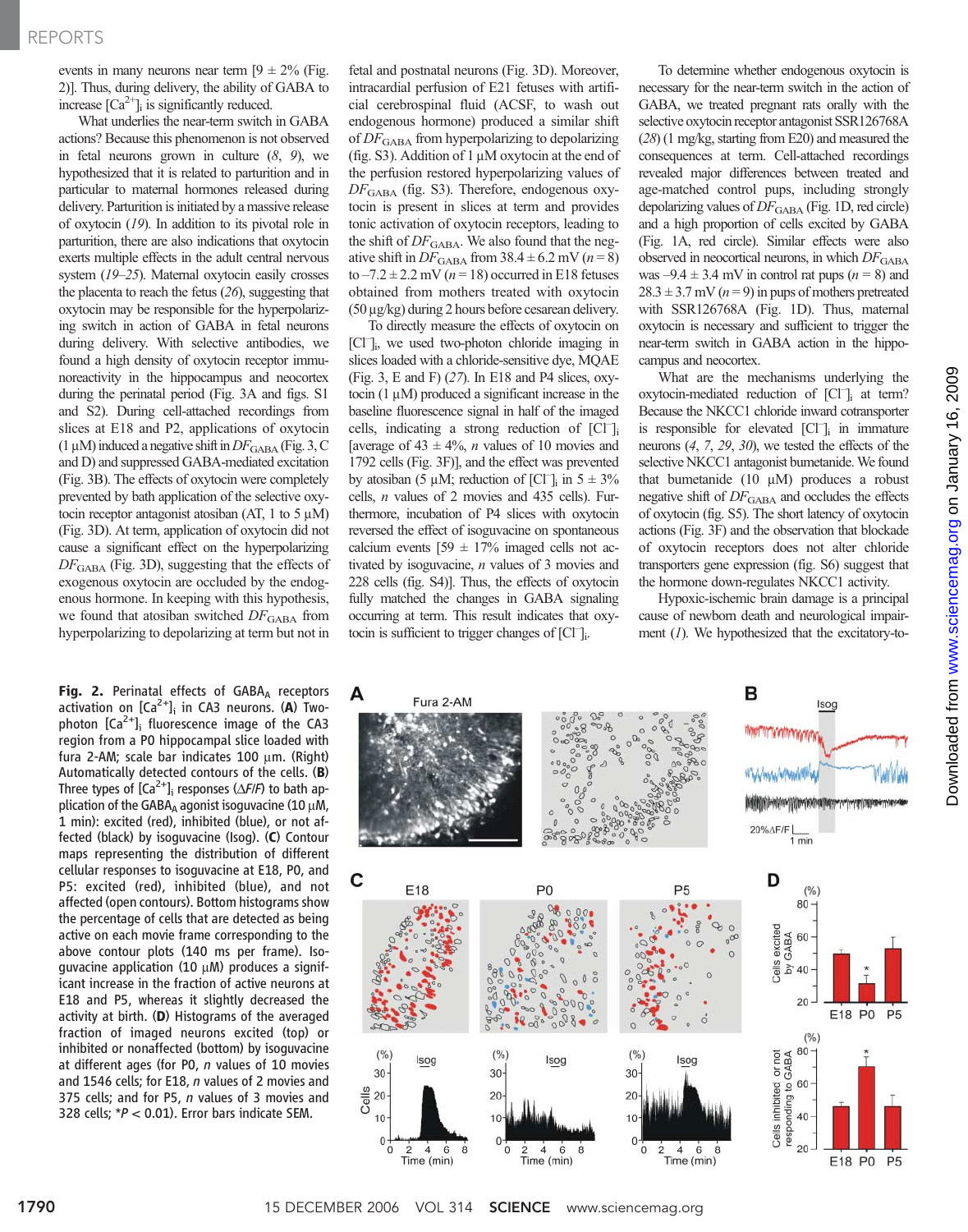events in many neurons near term [9 ± 2% (Fig. 2)]. Thus, during delivery, the ability of GABA to increase $[Ca^{2+}]_i$ is significantly reduced.

What underlies the near-term switch in GABA actions? Because this phenomenon is not observed in fetal neurons grown in culture (8, 9), we hypothesized that it is related to parturition and in particular to maternal hormones released during delivery. Parturition is initiated by a massive release of oxytocin (19). In addition to its pivotal role in parturition, there are also indications that oxytocin exerts multiple effects in the adult central nervous system (19–25). Maternal oxytocin easily crosses the placenta to reach the fetus (26), suggesting that oxytocin may be responsible for the hyperpolarizing switch in action of GABA in fetal neurons during delivery. With selective antibodies, we found a high density of oxytocin receptor immunoreactivity in the hippocampus and neocortex during the perinatal period (Fig. 3A and figs. S1 and S2). During cell-attached recordings from slices at E18 and P2, applications of oxytocin (1 μM) induced a negative shift in $DF_{GABA}$ (Fig. 3, C and D) and suppressed GABA-mediated excitation (Fig. 3B). The effects of oxytocin were completely prevented by bath application of the selective oxytocin receptor antagonist atosiban (AT, 1 to 5 μM) (Fig. 3D). At term, application of oxytocin did not cause a significant effect on the hyperpolarizing $DF_{GABA}$ (Fig. 3D), suggesting that the effects of exogenous oxytocin are occluded by the endogenous hormone. In keeping with this hypothesis, we found that atosiban switched $DF_{GABA}$ from hyperpolarizing to depolarizing at term but not in fetal and postnatal neurons (Fig. 3D). Moreover, intracardial perfusion of E21 fetuses with artificial cerebrospinal fluid (ACSF, to wash out endogenous hormone) produced a similar shift of $DF_{GABA}$ from hyperpolarizing to depolarizing (fig. S3). Addition of 1 μM oxytocin at the end of the perfusion restored hyperpolarizing values of $DF_{GABA}$ (fig. S3). Therefore, endogenous oxytocin is present in slices at term and provides tonic activation of oxytocin receptors, leading to the shift of $DF_{GABA}$. We also found that the negative shift in $DF_{GABA}$ from 38.4 ± 6.2 mV ($n$ = 8) to –7.2 ± 2.2 mV ($n$ = 18) occurred in E18 fetuses obtained from mothers treated with oxytocin (50 μg/kg) during 2 hours before cesarean delivery.

To directly measure the effects of oxytocin on $[Cl^-]_i$, we used two-photon chloride imaging in slices loaded with a chloride-sensitive dye, MQAE (Fig. 3, E and F) (27). In E18 and P4 slices, oxytocin (1 μM) produced a significant increase in the baseline fluorescence signal in half of the imaged cells, indicating a strong reduction of $[Cl^-]_i$ [average of 43 ± 4%, $n$ values of 10 movies and 1792 cells (Fig. 3F)], and the effect was prevented by atosiban (5 μM; reduction of $[Cl^-]_i$ in 5 ± 3% cells, $n$ values of 2 movies and 435 cells). Furthermore, incubation of P4 slices with oxytocin reversed the effect of isoguvacine on spontaneous calcium events [59 ± 17% imaged cells not activated by isoguvacine, $n$ values of 3 movies and 228 cells (fig. S4)]. Thus, the effects of oxytocin fully matched the changes in GABA signaling occurring at term. This result indicates that oxytocin is sufficient to trigger changes of $[Cl^-]_i$.

To determine whether endogenous oxytocin is necessary for the near-term switch in the action of GABA, we treated pregnant rats orally with the selective oxytocin receptor antagonist SSR126768A (28) (1 mg/kg, starting from E20) and measured the consequences at term. Cell-attached recordings revealed major differences between treated and age-matched control pups, including strongly depolarizing values of $DF_{GABA}$ (Fig. 1D, red circle) and a high proportion of cells excited by GABA (Fig. 1A, red circle). Similar effects were also observed in neocortical neurons, in which $DF_{GABA}$ was –9.4 ± 3.4 mV in control rat pups ($n$ = 8) and 28.3 ± 3.7 mV ($n$ = 9) in pups of mothers pretreated with SSR126768A (Fig. 1D). Thus, maternal oxytocin is necessary and sufficient to trigger the near-term switch in GABA action in the hippocampus and neocortex.

What are the mechanisms underlying the oxytocin-mediated reduction of $[Cl^-]_i$ at term? Because the NKCC1 chloride inward cotransporter is responsible for elevated $[Cl^-]_i$ in immature neurons (4, 7, 29, 30), we tested the effects of the selective NKCC1 antagonist bumetanide. We found that bumetanide (10 μM) produces a robust negative shift of $DF_{GABA}$ and occludes the effects of oxytocin (fig. S5). The short latency of oxytocin actions (Fig. 3F) and the observation that blockade of oxytocin receptors does not alter chloride transporters gene expression (fig. S6) suggest that the hormone down-regulates NKCC1 activity.

Hypoxic-ischemic brain damage is a principal cause of newborn death and neurological impairment (1). We hypothesized that the excitatory-to-

**Fig. 2.** Perinatal effects of $GABA_A$ receptors activation on $[Ca^{2+}]_i$ in CA3 neurons. (**A**) Two-photon $[Ca^{2+}]_i$ fluorescence image of the CA3 region from a P0 hippocampal slice loaded with fura 2-AM; scale bar indicates 100 μm. (Right) Automatically detected contours of the cells. (**B**) Three types of $[Ca^{2+}]_i$ responses ($\Delta F/F$) to bath application of the $GABA_A$ agonist isoguvacine (10 μM, 1 min): excited (red), inhibited (blue), or not affected (black) by isoguvacine (Isog). (**C**) Contour maps representing the distribution of different cellular responses to isoguvacine at E18, P0, and P5: excited (red), inhibited (blue), and not affected (open contours). Bottom histograms show the percentage of cells that are detected as being active on each movie frame corresponding to the above contour plots (140 ms per frame). Isoguvacine application (10 μM) produces a significant increase in the fraction of active neurons at E18 and P5, whereas it slightly decreased the activity at birth. (**D**) Histograms of the averaged fraction of imaged neurons excited (top) or inhibited or nonaffected (bottom) by isoguvacine at different ages (for P0, $n$ values of 10 movies and 1546 cells; for E18, $n$ values of 2 movies and 375 cells; and for P5, $n$ values of 3 movies and 328 cells; *$P$ < 0.01). Error bars indicate SEM.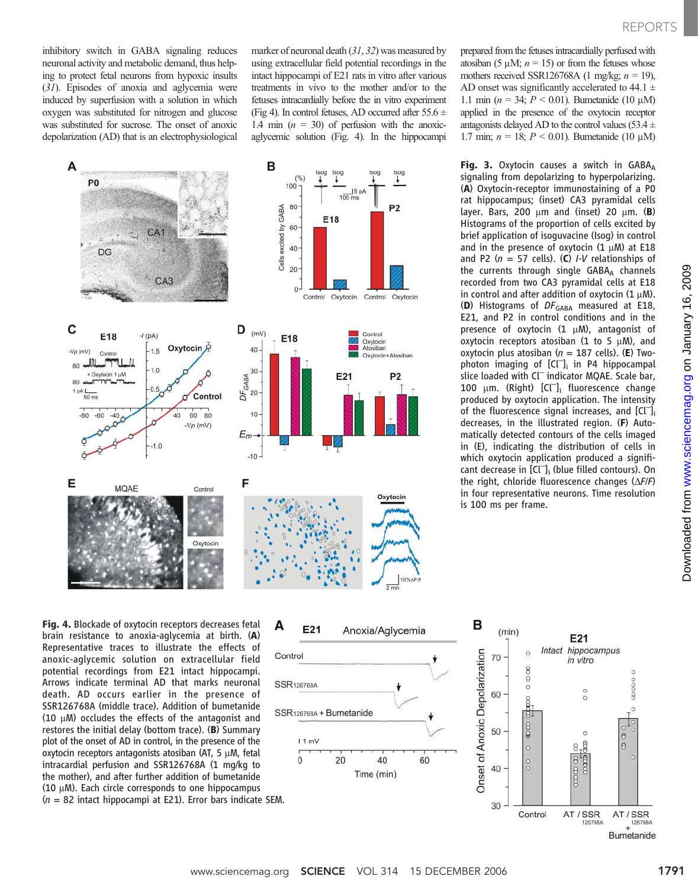inhibitory switch in GABA signaling reduces neuronal activity and metabolic demand, thus helping to protect fetal neurons from hypoxic insults (31). Episodes of anoxia and aglycemia were induced by superfusion with a solution in which oxygen was substituted for nitrogen and glucose was substituted for sucrose. The onset of anoxic depolarization (AD) that is an electrophysiological marker of neuronal death (31, 32) was measured by using extracellular field potential recordings in the intact hippocampi of E21 rats in vitro after various treatments in vivo to the mother and/or to the fetuses intracardially before the in vitro experiment (Fig 4). In control fetuses, AD occurred after 55.6 ± 1.4 min ($n$ = 30) of perfusion with the anoxic-aglycemic solution (Fig. 4). In the hippocampi prepared from the fetuses intracardially perfused with atosiban (5 μM; $n$ = 15) or from the fetuses whose mothers received SSR126768A (1 mg/kg; $n$ = 19), AD onset was significantly accelerated to 44.1 ± 1.1 min ($n$ = 34; $P$ < 0.01). Bumetanide (10 μM) applied in the presence of the oxytocin receptor antagonists delayed AD to the control values (53.4 ± 1.7 min; $n$ = 18; $P$ < 0.01). Bumetanide (10 μM)

**Fig. 3.** Oxytocin causes a switch in $GABA_A$ signaling from depolarizing to hyperpolarizing. (**A**) Oxytocin-receptor immunostaining of a P0 rat hippocampus; (inset) CA3 pyramidal cells layer. Bars, 200 μm and (inset) 20 μm. (**B**) Histograms of the proportion of cells excited by brief application of isoguvacine (Isog) in control and in the presence of oxytocin (1 μM) at E18 and P2 ($n$ = 57 cells). (**C**) *I-V* relationships of the currents through single $GABA_A$ channels recorded from two CA3 pyramidal cells at E18 in control and after addition of oxytocin (1 μM). (**D**) Histograms of $DF_{GABA}$ measured at E18, E21, and P2 in control conditions and in the presence of oxytocin (1 μM), antagonist of oxytocin receptors atosiban (1 to 5 μM), and oxytocin plus atosiban ($n$ = 187 cells). (**E**) Two-photon imaging of $[Cl^-]_i$ in P4 hippocampal slice loaded with $Cl^-$ indicator MQAE. Scale bar, 100 μm. (Right) $[Cl^-]_i$ fluorescence change produced by oxytocin application. The intensity of the fluorescence signal increases, and $[Cl^-]_i$ decreases, in the illustrated region. (**F**) Automatically detected contours of the cells imaged in (E), indicating the distribution of cells in which oxytocin application produced a significant decrease in $[Cl^-]_i$ (blue filled contours). On the right, chloride fluorescence changes ($\Delta F/F$) in four representative neurons. Time resolution is 100 ms per frame.

**Fig. 4.** Blockade of oxytocin receptors decreases fetal brain resistance to anoxia-aglycemia at birth. (**A**) Representative traces to illustrate the effects of anoxic-aglycemic solution on extracellular field potential recordings from E21 intact hippocampi. Arrows indicate terminal AD that marks neuronal death. AD occurs earlier in the presence of SSR126768A (middle trace). Addition of bumetanide (10 μM) occludes the effects of the antagonist and restores the initial delay (bottom trace). (**B**) Summary plot of the onset of AD in control, in the presence of the oxytocin receptors antagonists atosiban (AT, 5 μM, fetal intracardial perfusion and SSR126768A (1 mg/kg to the mother), and after further addition of bumetanide (10 μM). Each circle corresponds to one hippocampus ($n$ = 82 intact hippocampi at E21). Error bars indicate SEM.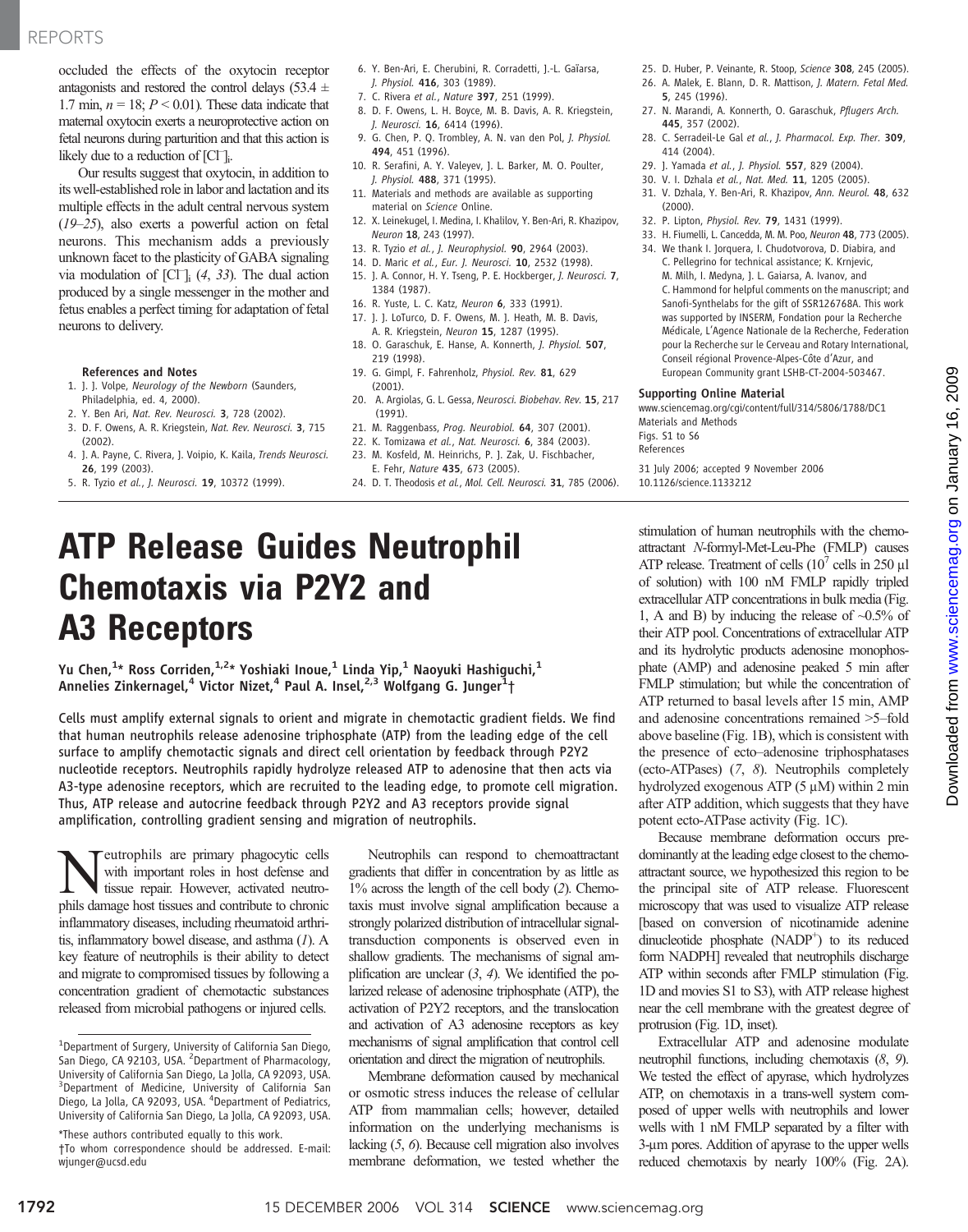occluded the effects of the oxytocin receptor antagonists and restored the control delays (53.4 ± 1.7 min, $n = 18$; $P < 0.01$). These data indicate that maternal oxytocin exerts a neuroprotective action on fetal neurons during parturition and that this action is likely due to a reduction of $[Cl^-]_i$.

Our results suggest that oxytocin, in addition to its well-established role in labor and lactation and its multiple effects in the adult central nervous system (19–25), also exerts a powerful action on fetal neurons. This mechanism adds a previously unknown facet to the plasticity of GABA signaling via modulation of $[Cl^-]_i$ (4, 33). The dual action produced by a single messenger in the mother and fetus enables a perfect timing for adaptation of fetal neurons to delivery.

### References and Notes

1. J. J. Volpe, *Neurology of the Newborn* (Saunders, Philadelphia, ed. 4, 2000).
2. Y. Ben Ari, *Nat. Rev. Neurosci.* **3**, 728 (2002).
3. D. F. Owens, A. R. Kriegstein, *Nat. Rev. Neurosci.* **3**, 715 (2002).
4. J. A. Payne, C. Rivera, J. Voipio, K. Kaila, *Trends Neurosci.* **26**, 199 (2003).
5. R. Tyzio *et al.*, *J. Neurosci.* **19**, 10372 (1999).
6. Y. Ben-Ari, E. Cherubini, R. Corradetti, J.-L. Gaïarsa, *J. Physiol.* **416**, 303 (1989).
7. C. Rivera *et al.*, *Nature* **397**, 251 (1999).
8. D. F. Owens, L. H. Boyce, M. B. Davis, A. R. Kriegstein, *J. Neurosci.* **16**, 6414 (1996).
9. G. Chen, P. Q. Trombley, A. N. van den Pol, *J. Physiol.* **494**, 451 (1996).
10. R. Serafini, A. Y. Valeyev, J. L. Barker, M. O. Poulter, *J. Physiol.* **488**, 371 (1995).
11. Materials and methods are available as supporting material on *Science* Online.
12. X. Leinekugel, I. Medina, I. Khalilov, Y. Ben-Ari, R. Khazipov, *Neuron* **18**, 243 (1997).
13. R. Tyzio *et al.*, *J. Neurophysiol.* **90**, 2964 (2003).
14. D. Maric *et al.*, *Eur. J. Neurosci.* **10**, 2532 (1998).
15. J. A. Connor, H. Y. Tseng, P. E. Hockberger, *J. Neurosci.* **7**, 1384 (1987).
16. R. Yuste, L. C. Katz, *Neuron* **6**, 333 (1991).
17. J. J. LoTurco, D. F. Owens, M. J. Heath, M. B. Davis, A. R. Kriegstein, *Neuron* **15**, 1287 (1995).
18. O. Garaschuk, E. Hanse, A. Konnerth, *J. Physiol.* **507**, 219 (1998).
19. G. Gimpl, F. Fahrenholz, *Physiol. Rev.* **81**, 629 (2001).
20. A. Argiolas, G. L. Gessa, *Neurosci. Biobehav. Rev.* **15**, 217 (1991).
21. M. Raggenbass, *Prog. Neurobiol.* **64**, 307 (2001).
22. K. Tomizawa *et al.*, *Nat. Neurosci.* **6**, 384 (2003).
23. M. Kosfeld, M. Heinrichs, P. J. Zak, U. Fischbacher, E. Fehr, *Nature* **435**, 673 (2005).
24. D. T. Theodosis *et al.*, *Mol. Cell. Neurosci.* **31**, 785 (2006).
25. D. Huber, P. Veinante, R. Stoop, *Science* **308**, 245 (2005).
26. A. Malek, E. Blann, D. R. Mattison, *J. Matern. Fetal Med.* **5**, 245 (1996).
27. N. Marandi, A. Konnerth, O. Garaschuk, *Pflugers Arch.* **445**, 357 (2002).
28. C. Serradeil-Le Gal *et al.*, *J. Pharmacol. Exp. Ther.* **309**, 414 (2004).
29. J. Yamada *et al.*, *J. Physiol.* **557**, 829 (2004).
30. V. I. Dzhala *et al.*, *Nat. Med.* **11**, 1205 (2005).
31. V. Dzhala, Y. Ben-Ari, R. Khazipov, *Ann. Neurol.* **48**, 632 (2000).
32. P. Lipton, *Physiol. Rev.* **79**, 1431 (1999).
33. H. Fiumelli, L. Cancedda, M. M. Poo, *Neuron* **48**, 773 (2005).
34. We thank I. Jorquera, I. Chudotvorova, D. Diabira, and C. Pellegrino for technical assistance; K. Krnjevic, M. Milh, I. Medyna, J. L. Gaiarsa, A. Ivanov, and C. Hammond for helpful comments on the manuscript; and Sanofi-Synthelabs for the gift of SSR126768A. This work was supported by INSERM, Fondation pour la Recherche Médicale, L'Agence Nationale de la Recherche, Federation pour la Recherche sur le Cerveau and Rotary International, Conseil régional Provence-Alpes-Côte d'Azur, and European Community grant LSHB-CT-2004-503467.

### Supporting Online Material

www.sciencemag.org/cgi/content/full/314/5806/1788/DC1
Materials and Methods
Figs. S1 to S6
References

31 July 2006; accepted 9 November 2006
10.1126/science.1133212

# ATP Release Guides Neutrophil Chemotaxis via P2Y2 and A3 Receptors

**Yu Chen,[1]* Ross Corriden,[1,2]* Yoshiaki Inoue,[1] Linda Yip,[1] Naoyuki Hashiguchi,[1] Annelies Zinkernagel,[4] Victor Nizet,[4] Paul A. Insel,[2,3] Wolfgang G. Junger[1]†**

Cells must amplify external signals to orient and migrate in chemotactic gradient fields. We find that human neutrophils release adenosine triphosphate (ATP) from the leading edge of the cell surface to amplify chemotactic signals and direct cell orientation by feedback through P2Y2 nucleotide receptors. Neutrophils rapidly hydrolyze released ATP to adenosine that then acts via A3-type adenosine receptors, which are recruited to the leading edge, to promote cell migration. Thus, ATP release and autocrine feedback through P2Y2 and A3 receptors provide signal amplification, controlling gradient sensing and migration of neutrophils.

Neutrophils are primary phagocytic cells with important roles in host defense and tissue repair. However, activated neutrophils damage host tissues and contribute to chronic inflammatory diseases, including rheumatoid arthritis, inflammatory bowel disease, and asthma (1). A key feature of neutrophils is their ability to detect and migrate to compromised tissues by following a concentration gradient of chemotactic substances released from microbial pathogens or injured cells.

Neutrophils can respond to chemoattractant gradients that differ in concentration by as little as 1% across the length of the cell body (2). Chemotaxis must involve signal amplification because a strongly polarized distribution of intracellular signal-transduction components is observed even in shallow gradients. The mechanisms of signal amplification are unclear (3, 4). We identified the polarized release of adenosine triphosphate (ATP), the activation of P2Y2 receptors, and the translocation and activation of A3 adenosine receptors as key mechanisms of signal amplification that control cell orientation and direct the migration of neutrophils.

Membrane deformation caused by mechanical or osmotic stress induces the release of cellular ATP from mammalian cells; however, detailed information on the underlying mechanisms is lacking (5, 6). Because cell migration also involves membrane deformation, we tested whether the stimulation of human neutrophils with the chemoattractant *N*-formyl-Met-Leu-Phe (FMLP) causes ATP release. Treatment of cells ($10^7$ cells in 250 μl of solution) with 100 nM FMLP rapidly tripled extracellular ATP concentrations in bulk media (Fig. 1, A and B) by inducing the release of ~0.5% of their ATP pool. Concentrations of extracellular ATP and its hydrolytic products adenosine monophosphate (AMP) and adenosine peaked 5 min after FMLP stimulation; but while the concentration of ATP returned to basal levels after 15 min, AMP and adenosine concentrations remained >5–fold above baseline (Fig. 1B), which is consistent with the presence of ecto–adenosine triphosphatases (ecto-ATPases) (7, 8). Neutrophils completely hydrolyzed exogenous ATP (5 μM) within 2 min after ATP addition, which suggests that they have potent ecto-ATPase activity (Fig. 1C).

Because membrane deformation occurs predominantly at the leading edge closest to the chemoattractant source, we hypothesized this region to be the principal site of ATP release. Fluorescent microscopy that was used to visualize ATP release [based on conversion of nicotinamide adenine dinucleotide phosphate ($NADP^+$) to its reduced form NADPH] revealed that neutrophils discharge ATP within seconds after FMLP stimulation (Fig. 1D and movies S1 to S3), with ATP release highest near the cell membrane with the greatest degree of protrusion (Fig. 1D, inset).

Extracellular ATP and adenosine modulate neutrophil functions, including chemotaxis (8, 9). We tested the effect of apyrase, which hydrolyzes ATP, on chemotaxis in a trans-well system composed of upper wells with neutrophils and lower wells with 1 nM FMLP separated by a filter with 3-μm pores. Addition of apyrase to the upper wells reduced chemotaxis by nearly 100% (Fig. 2A).

[1]Department of Surgery, University of California San Diego, San Diego, CA 92103, USA. [2]Department of Pharmacology, University of California San Diego, La Jolla, CA 92093, USA. [3]Department of Medicine, University of California San Diego, La Jolla, CA 92093, USA. [4]Department of Pediatrics, University of California San Diego, La Jolla, CA 92093, USA.

*These authors contributed equally to this work.

†To whom correspondence should be addressed. E-mail: wjunger@ucsd.edu